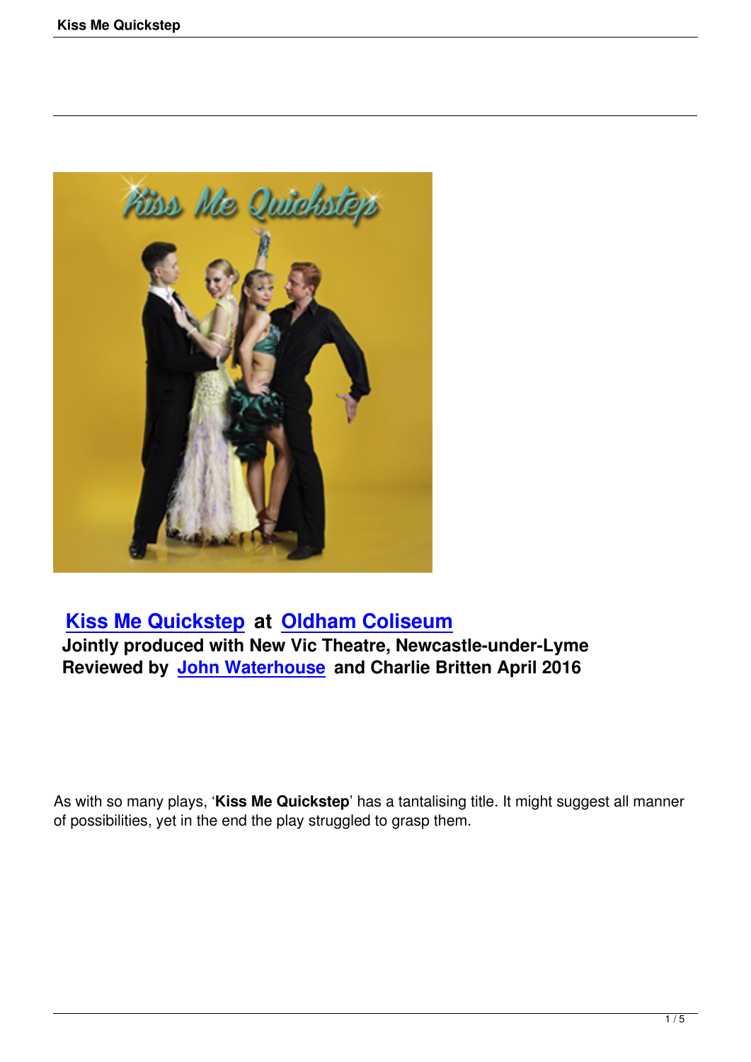## Kiss Me Quickstep at Oldham Coliseum

**Jointly produced with New Vic Theatre, Newcastle-under-Lyme**
**Reviewed by John Waterhouse and Charlie Britten April 2016**

As with so many plays, '**Kiss Me Quickstep**' has a tantalising title. It might suggest all manner of possibilities, yet in the end the play struggled to grasp them.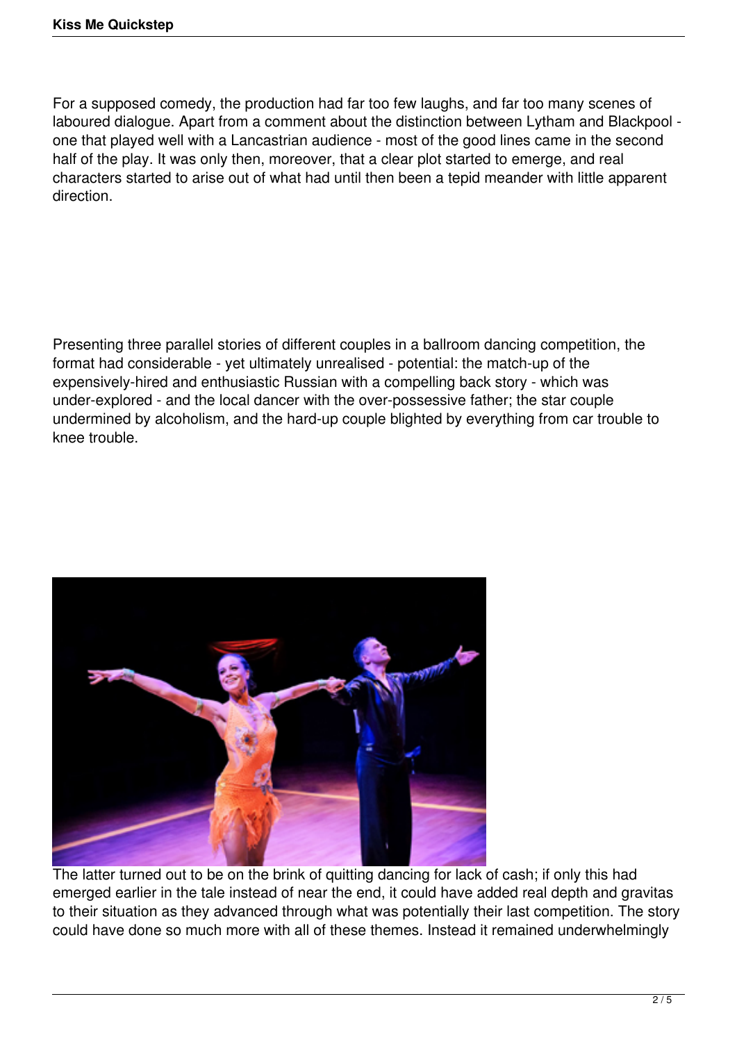For a supposed comedy, the production had far too few laughs, and far too many scenes of laboured dialogue. Apart from a comment about the distinction between Lytham and Blackpool - one that played well with a Lancastrian audience - most of the good lines came in the second half of the play. It was only then, moreover, that a clear plot started to emerge, and real characters started to arise out of what had until then been a tepid meander with little apparent direction.

Presenting three parallel stories of different couples in a ballroom dancing competition, the format had considerable - yet ultimately unrealised - potential: the match-up of the expensively-hired and enthusiastic Russian with a compelling back story - which was under-explored - and the local dancer with the over-possessive father; the star couple undermined by alcoholism, and the hard-up couple blighted by everything from car trouble to knee trouble.

The latter turned out to be on the brink of quitting dancing for lack of cash; if only this had emerged earlier in the tale instead of near the end, it could have added real depth and gravitas to their situation as they advanced through what was potentially their last competition. The story could have done so much more with all of these themes. Instead it remained underwhelmingly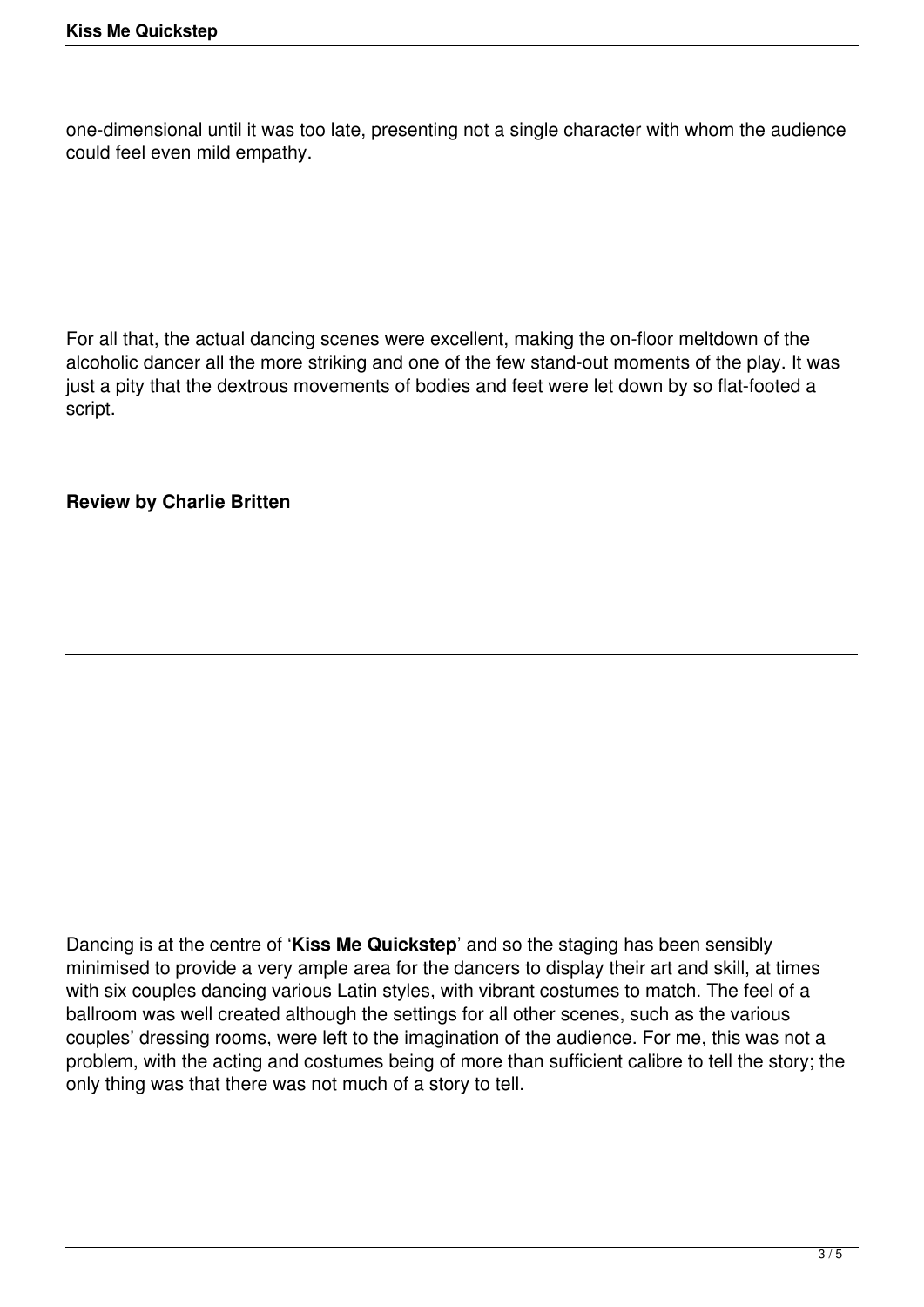one-dimensional until it was too late, presenting not a single character with whom the audience could feel even mild empathy.

For all that, the actual dancing scenes were excellent, making the on-floor meltdown of the alcoholic dancer all the more striking and one of the few stand-out moments of the play. It was just a pity that the dextrous movements of bodies and feet were let down by so flat-footed a script.

**Review by Charlie Britten**

---

Dancing is at the centre of '**Kiss Me Quickstep**' and so the staging has been sensibly minimised to provide a very ample area for the dancers to display their art and skill, at times with six couples dancing various Latin styles, with vibrant costumes to match. The feel of a ballroom was well created although the settings for all other scenes, such as the various couples' dressing rooms, were left to the imagination of the audience. For me, this was not a problem, with the acting and costumes being of more than sufficient calibre to tell the story; the only thing was that there was not much of a story to tell.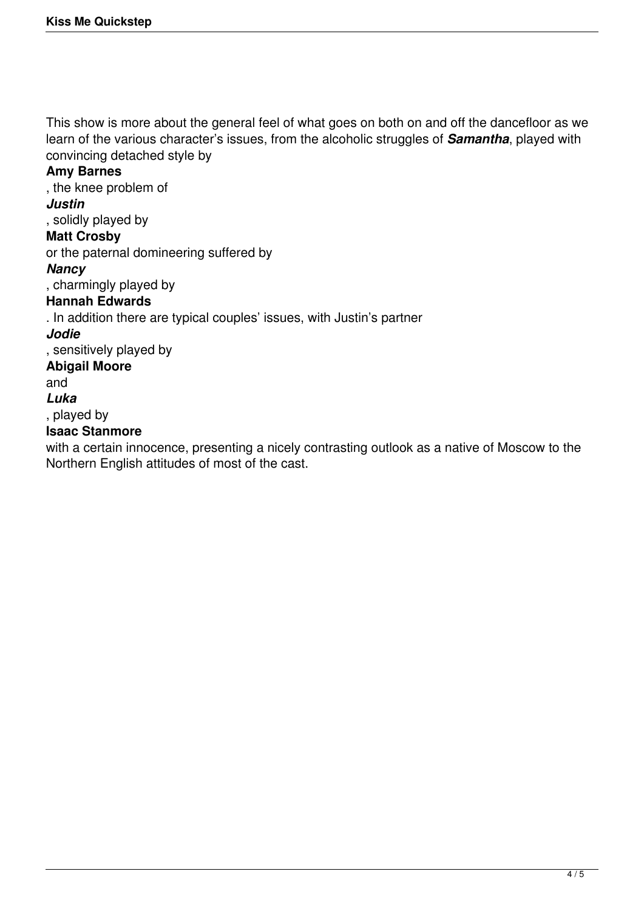This show is more about the general feel of what goes on both on and off the dancefloor as we learn of the various character's issues, from the alcoholic struggles of ***Samantha***, played with convincing detached style by **Amy Barnes**, the knee problem of ***Justin***, solidly played by **Matt Crosby** or the paternal domineering suffered by ***Nancy***, charmingly played by **Hannah Edwards**. In addition there are typical couples' issues, with Justin's partner ***Jodie***, sensitively played by **Abigail Moore** and ***Luka***, played by **Isaac Stanmore** with a certain innocence, presenting a nicely contrasting outlook as a native of Moscow to the Northern English attitudes of most of the cast.